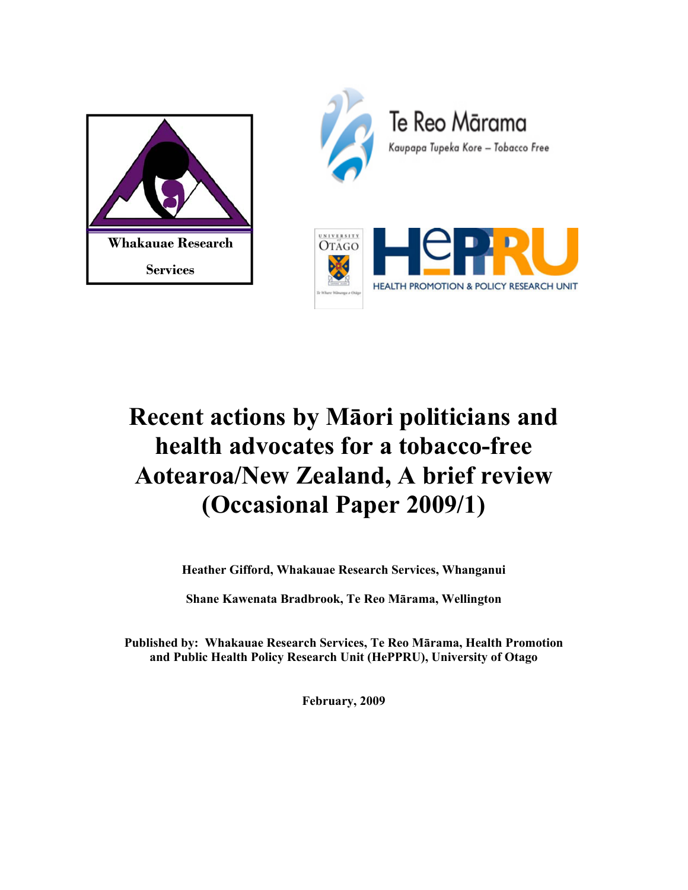Whakauae Research Services

Te Reo Mārama

Kaupapa Tupeka Kore – Tobacco Free

HePPRU

HEALTH PROMOTION & POLICY RESEARCH UNIT

# Recent actions by Māori politicians and health advocates for a tobacco-free Aotearoa/New Zealand, A brief review (Occasional Paper 2009/1)

**Heather Gifford, Whakauae Research Services, Whanganui**

**Shane Kawenata Bradbrook, Te Reo Mārama, Wellington**

**Published by: Whakauae Research Services, Te Reo Mārama, Health Promotion and Public Health Policy Research Unit (HePPRU), University of Otago**

**February, 2009**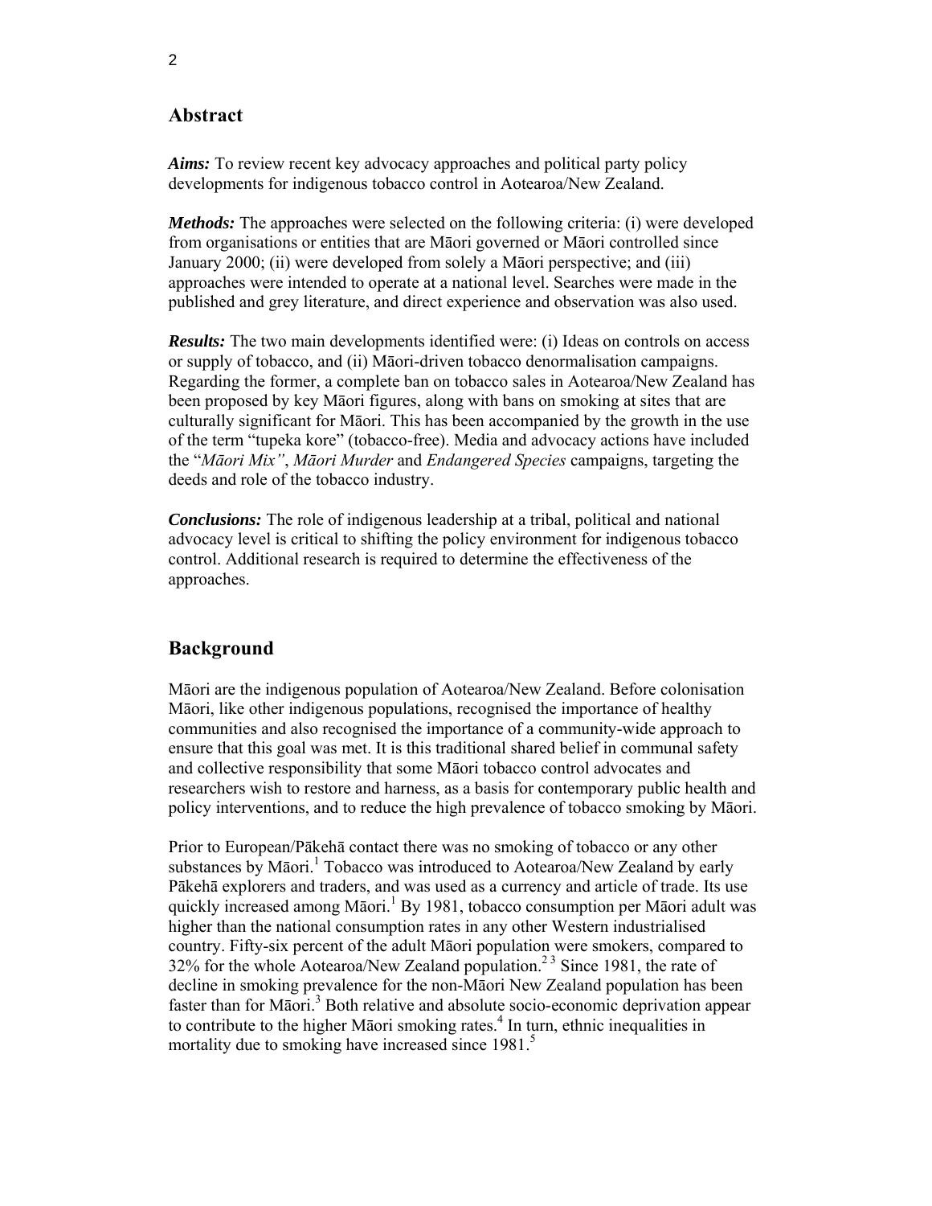## Abstract

***Aims:*** To review recent key advocacy approaches and political party policy developments for indigenous tobacco control in Aotearoa/New Zealand.

***Methods:*** The approaches were selected on the following criteria: (i) were developed from organisations or entities that are Māori governed or Māori controlled since January 2000; (ii) were developed from solely a Māori perspective; and (iii) approaches were intended to operate at a national level. Searches were made in the published and grey literature, and direct experience and observation was also used.

***Results:*** The two main developments identified were: (i) Ideas on controls on access or supply of tobacco, and (ii) Māori-driven tobacco denormalisation campaigns. Regarding the former, a complete ban on tobacco sales in Aotearoa/New Zealand has been proposed by key Māori figures, along with bans on smoking at sites that are culturally significant for Māori. This has been accompanied by the growth in the use of the term "tupeka kore" (tobacco-free). Media and advocacy actions have included the "*Māori Mix"*, *Māori Murder* and *Endangered Species* campaigns, targeting the deeds and role of the tobacco industry.

***Conclusions:*** The role of indigenous leadership at a tribal, political and national advocacy level is critical to shifting the policy environment for indigenous tobacco control. Additional research is required to determine the effectiveness of the approaches.

## Background

Māori are the indigenous population of Aotearoa/New Zealand. Before colonisation Māori, like other indigenous populations, recognised the importance of healthy communities and also recognised the importance of a community-wide approach to ensure that this goal was met. It is this traditional shared belief in communal safety and collective responsibility that some Māori tobacco control advocates and researchers wish to restore and harness, as a basis for contemporary public health and policy interventions, and to reduce the high prevalence of tobacco smoking by Māori.

Prior to European/Pākehā contact there was no smoking of tobacco or any other substances by Māori.[1] Tobacco was introduced to Aotearoa/New Zealand by early Pākehā explorers and traders, and was used as a currency and article of trade. Its use quickly increased among Māori.[1] By 1981, tobacco consumption per Māori adult was higher than the national consumption rates in any other Western industrialised country. Fifty-six percent of the adult Māori population were smokers, compared to 32% for the whole Aotearoa/New Zealand population.[2 3] Since 1981, the rate of decline in smoking prevalence for the non-Māori New Zealand population has been faster than for Māori.[3] Both relative and absolute socio-economic deprivation appear to contribute to the higher Māori smoking rates.[4] In turn, ethnic inequalities in mortality due to smoking have increased since 1981.[5]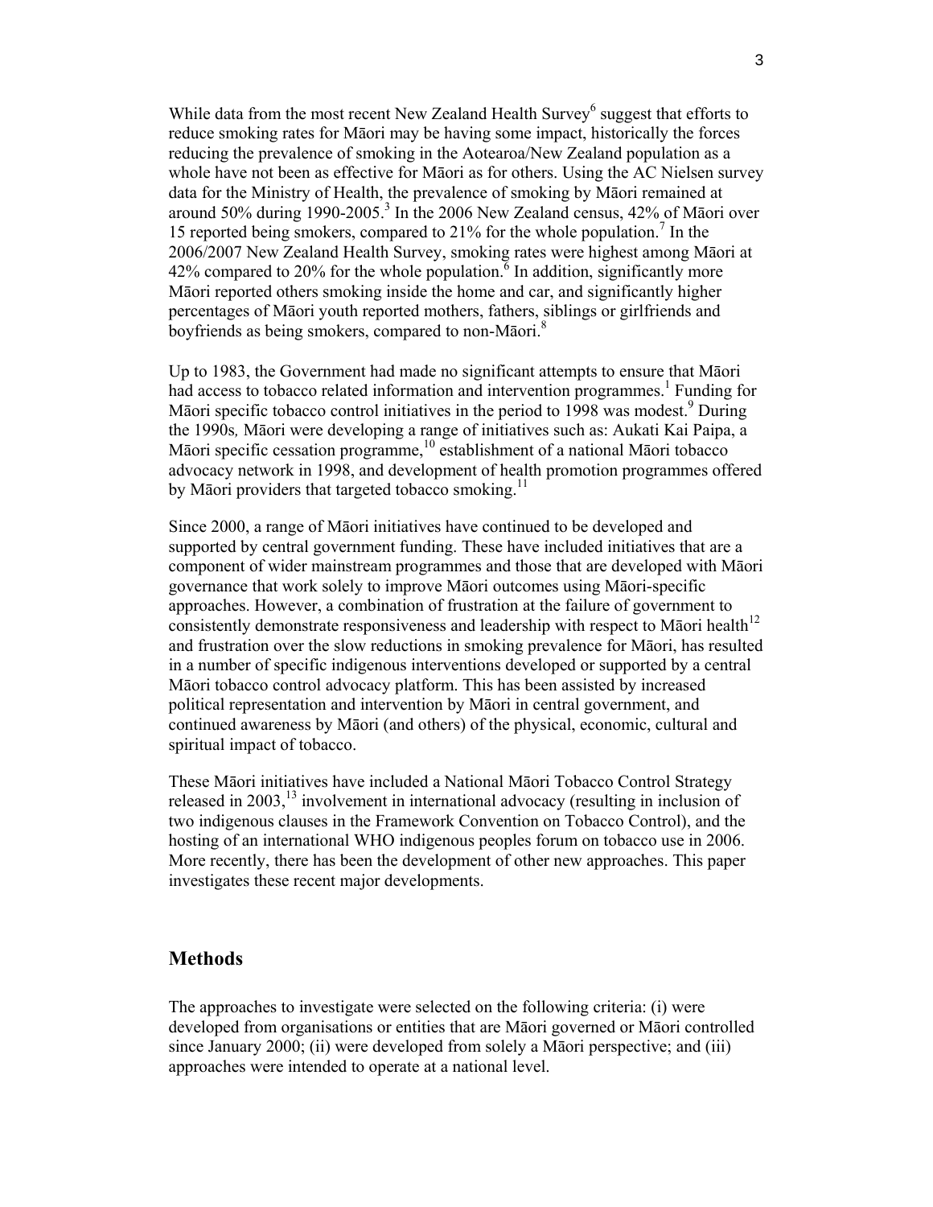While data from the most recent New Zealand Health Survey[6] suggest that efforts to reduce smoking rates for Māori may be having some impact, historically the forces reducing the prevalence of smoking in the Aotearoa/New Zealand population as a whole have not been as effective for Māori as for others. Using the AC Nielsen survey data for the Ministry of Health, the prevalence of smoking by Māori remained at around 50% during 1990-2005.[3] In the 2006 New Zealand census, 42% of Māori over 15 reported being smokers, compared to 21% for the whole population.[7] In the 2006/2007 New Zealand Health Survey, smoking rates were highest among Māori at 42% compared to 20% for the whole population.[6] In addition, significantly more Māori reported others smoking inside the home and car, and significantly higher percentages of Māori youth reported mothers, fathers, siblings or girlfriends and boyfriends as being smokers, compared to non-Māori.[8]

Up to 1983, the Government had made no significant attempts to ensure that Māori had access to tobacco related information and intervention programmes.[1] Funding for Māori specific tobacco control initiatives in the period to 1998 was modest.[9] During the 1990s, Māori were developing a range of initiatives such as: Aukati Kai Paipa, a Māori specific cessation programme,[10] establishment of a national Māori tobacco advocacy network in 1998, and development of health promotion programmes offered by Māori providers that targeted tobacco smoking.[11]

Since 2000, a range of Māori initiatives have continued to be developed and supported by central government funding. These have included initiatives that are a component of wider mainstream programmes and those that are developed with Māori governance that work solely to improve Māori outcomes using Māori-specific approaches. However, a combination of frustration at the failure of government to consistently demonstrate responsiveness and leadership with respect to Māori health[12] and frustration over the slow reductions in smoking prevalence for Māori, has resulted in a number of specific indigenous interventions developed or supported by a central Māori tobacco control advocacy platform. This has been assisted by increased political representation and intervention by Māori in central government, and continued awareness by Māori (and others) of the physical, economic, cultural and spiritual impact of tobacco.

These Māori initiatives have included a National Māori Tobacco Control Strategy released in 2003,[13] involvement in international advocacy (resulting in inclusion of two indigenous clauses in the Framework Convention on Tobacco Control), and the hosting of an international WHO indigenous peoples forum on tobacco use in 2006. More recently, there has been the development of other new approaches. This paper investigates these recent major developments.

## Methods

The approaches to investigate were selected on the following criteria: (i) were developed from organisations or entities that are Māori governed or Māori controlled since January 2000; (ii) were developed from solely a Māori perspective; and (iii) approaches were intended to operate at a national level.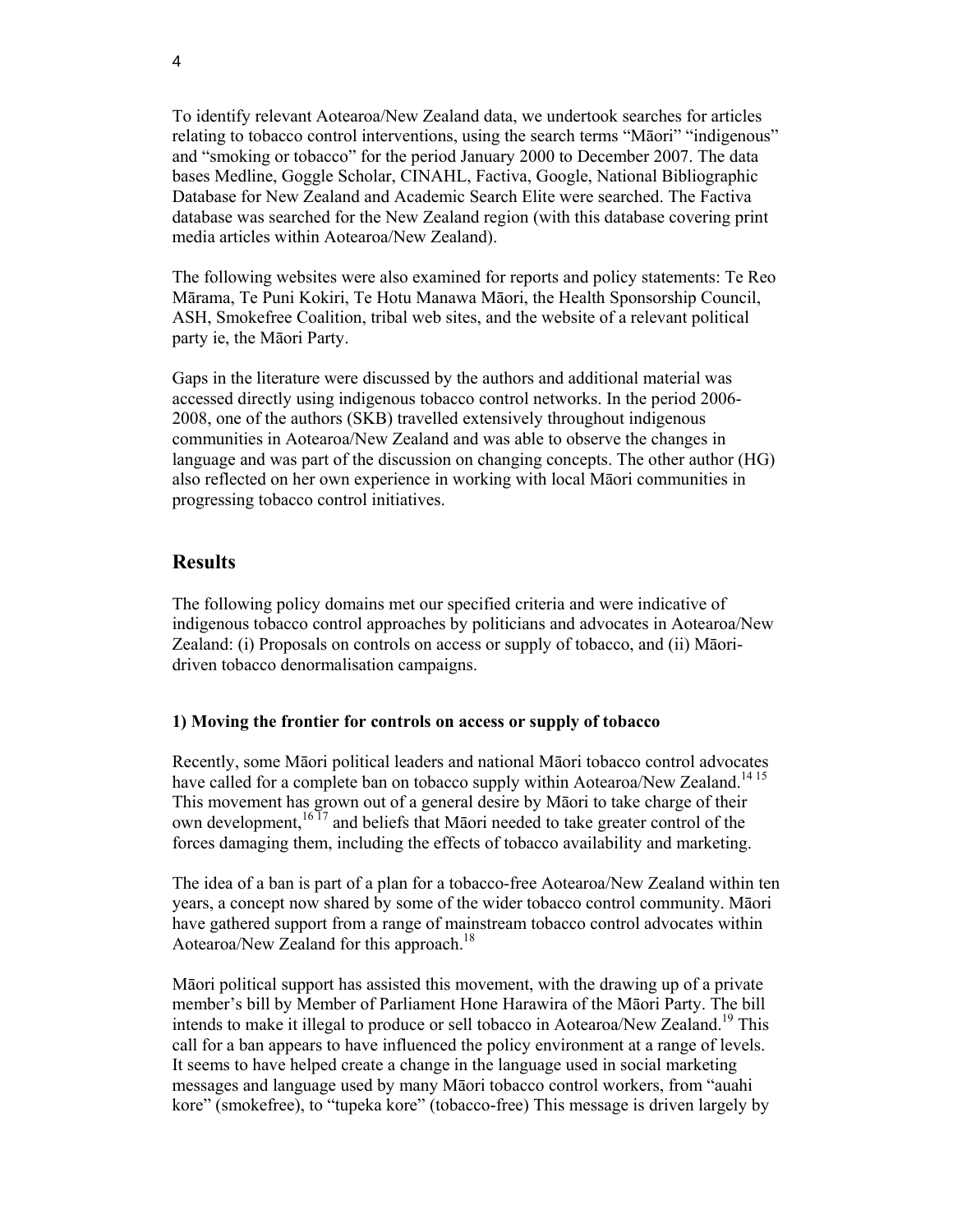To identify relevant Aotearoa/New Zealand data, we undertook searches for articles relating to tobacco control interventions, using the search terms "Māori" "indigenous" and "smoking or tobacco" for the period January 2000 to December 2007. The data bases Medline, Goggle Scholar, CINAHL, Factiva, Google, National Bibliographic Database for New Zealand and Academic Search Elite were searched. The Factiva database was searched for the New Zealand region (with this database covering print media articles within Aotearoa/New Zealand).

The following websites were also examined for reports and policy statements: Te Reo Mārama, Te Puni Kokiri, Te Hotu Manawa Māori, the Health Sponsorship Council, ASH, Smokefree Coalition, tribal web sites, and the website of a relevant political party ie, the Māori Party.

Gaps in the literature were discussed by the authors and additional material was accessed directly using indigenous tobacco control networks. In the period 2006-2008, one of the authors (SKB) travelled extensively throughout indigenous communities in Aotearoa/New Zealand and was able to observe the changes in language and was part of the discussion on changing concepts. The other author (HG) also reflected on her own experience in working with local Māori communities in progressing tobacco control initiatives.

## Results

The following policy domains met our specified criteria and were indicative of indigenous tobacco control approaches by politicians and advocates in Aotearoa/New Zealand: (i) Proposals on controls on access or supply of tobacco, and (ii) Māori-driven tobacco denormalisation campaigns.

### 1) Moving the frontier for controls on access or supply of tobacco

Recently, some Māori political leaders and national Māori tobacco control advocates have called for a complete ban on tobacco supply within Aotearoa/New Zealand.[14 15] This movement has grown out of a general desire by Māori to take charge of their own development,[16 17] and beliefs that Māori needed to take greater control of the forces damaging them, including the effects of tobacco availability and marketing.

The idea of a ban is part of a plan for a tobacco-free Aotearoa/New Zealand within ten years, a concept now shared by some of the wider tobacco control community. Māori have gathered support from a range of mainstream tobacco control advocates within Aotearoa/New Zealand for this approach.[18]

Māori political support has assisted this movement, with the drawing up of a private member's bill by Member of Parliament Hone Harawira of the Māori Party. The bill intends to make it illegal to produce or sell tobacco in Aotearoa/New Zealand.[19] This call for a ban appears to have influenced the policy environment at a range of levels. It seems to have helped create a change in the language used in social marketing messages and language used by many Māori tobacco control workers, from "auahi kore" (smokefree), to "tupeka kore" (tobacco-free) This message is driven largely by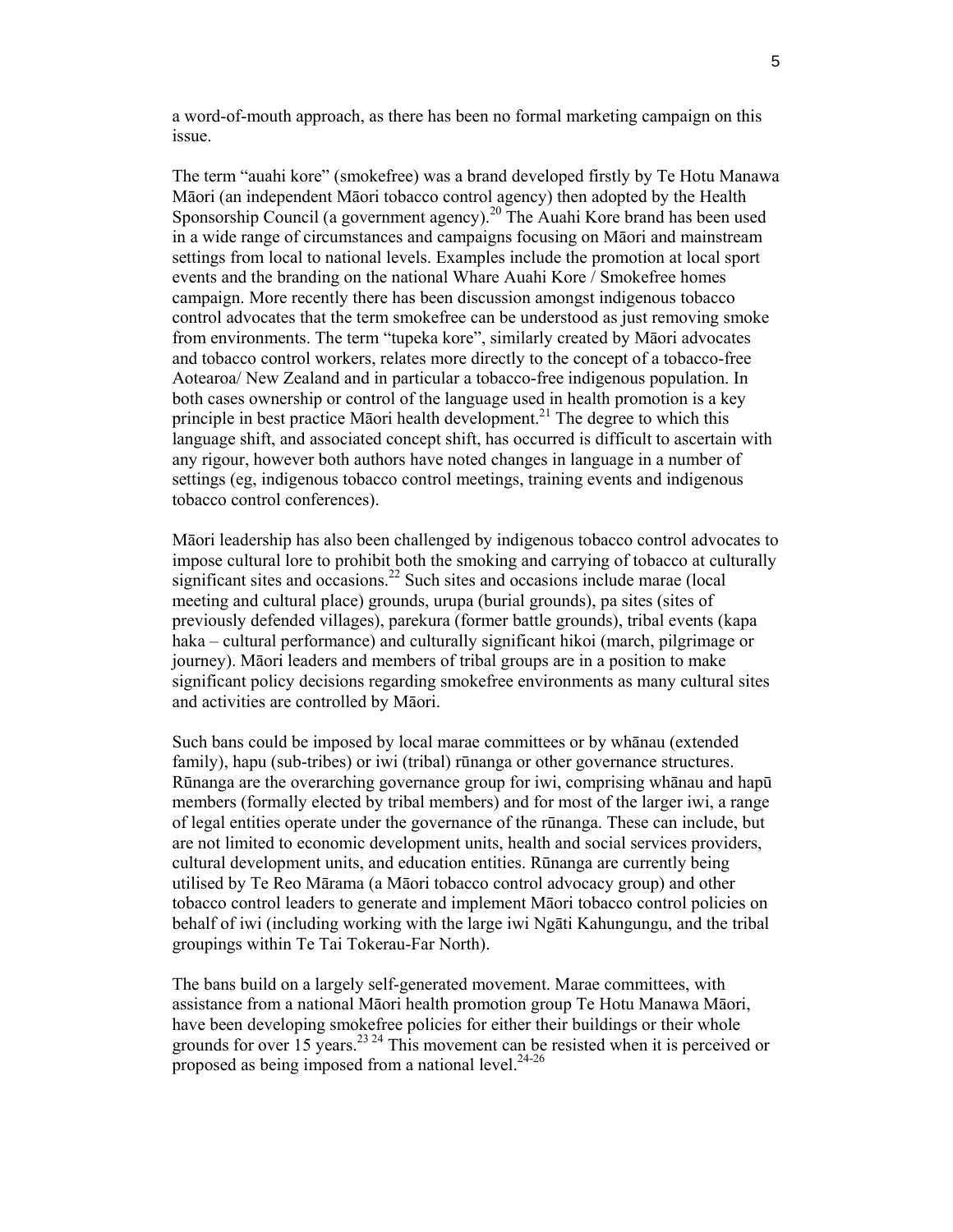a word-of-mouth approach, as there has been no formal marketing campaign on this issue.

The term "auahi kore" (smokefree) was a brand developed firstly by Te Hotu Manawa Māori (an independent Māori tobacco control agency) then adopted by the Health Sponsorship Council (a government agency).[20] The Auahi Kore brand has been used in a wide range of circumstances and campaigns focusing on Māori and mainstream settings from local to national levels. Examples include the promotion at local sport events and the branding on the national Whare Auahi Kore / Smokefree homes campaign. More recently there has been discussion amongst indigenous tobacco control advocates that the term smokefree can be understood as just removing smoke from environments. The term "tupeka kore", similarly created by Māori advocates and tobacco control workers, relates more directly to the concept of a tobacco-free Aotearoa/ New Zealand and in particular a tobacco-free indigenous population. In both cases ownership or control of the language used in health promotion is a key principle in best practice Māori health development.[21] The degree to which this language shift, and associated concept shift, has occurred is difficult to ascertain with any rigour, however both authors have noted changes in language in a number of settings (eg, indigenous tobacco control meetings, training events and indigenous tobacco control conferences).

Māori leadership has also been challenged by indigenous tobacco control advocates to impose cultural lore to prohibit both the smoking and carrying of tobacco at culturally significant sites and occasions.[22] Such sites and occasions include marae (local meeting and cultural place) grounds, urupa (burial grounds), pa sites (sites of previously defended villages), parekura (former battle grounds), tribal events (kapa haka – cultural performance) and culturally significant hikoi (march, pilgrimage or journey). Māori leaders and members of tribal groups are in a position to make significant policy decisions regarding smokefree environments as many cultural sites and activities are controlled by Māori.

Such bans could be imposed by local marae committees or by whānau (extended family), hapu (sub-tribes) or iwi (tribal) rūnanga or other governance structures. Rūnanga are the overarching governance group for iwi, comprising whānau and hapū members (formally elected by tribal members) and for most of the larger iwi, a range of legal entities operate under the governance of the rūnanga. These can include, but are not limited to economic development units, health and social services providers, cultural development units, and education entities. Rūnanga are currently being utilised by Te Reo Mārama (a Māori tobacco control advocacy group) and other tobacco control leaders to generate and implement Māori tobacco control policies on behalf of iwi (including working with the large iwi Ngāti Kahungungu, and the tribal groupings within Te Tai Tokerau-Far North).

The bans build on a largely self-generated movement. Marae committees, with assistance from a national Māori health promotion group Te Hotu Manawa Māori, have been developing smokefree policies for either their buildings or their whole grounds for over 15 years.[23 24] This movement can be resisted when it is perceived or proposed as being imposed from a national level.[24-26]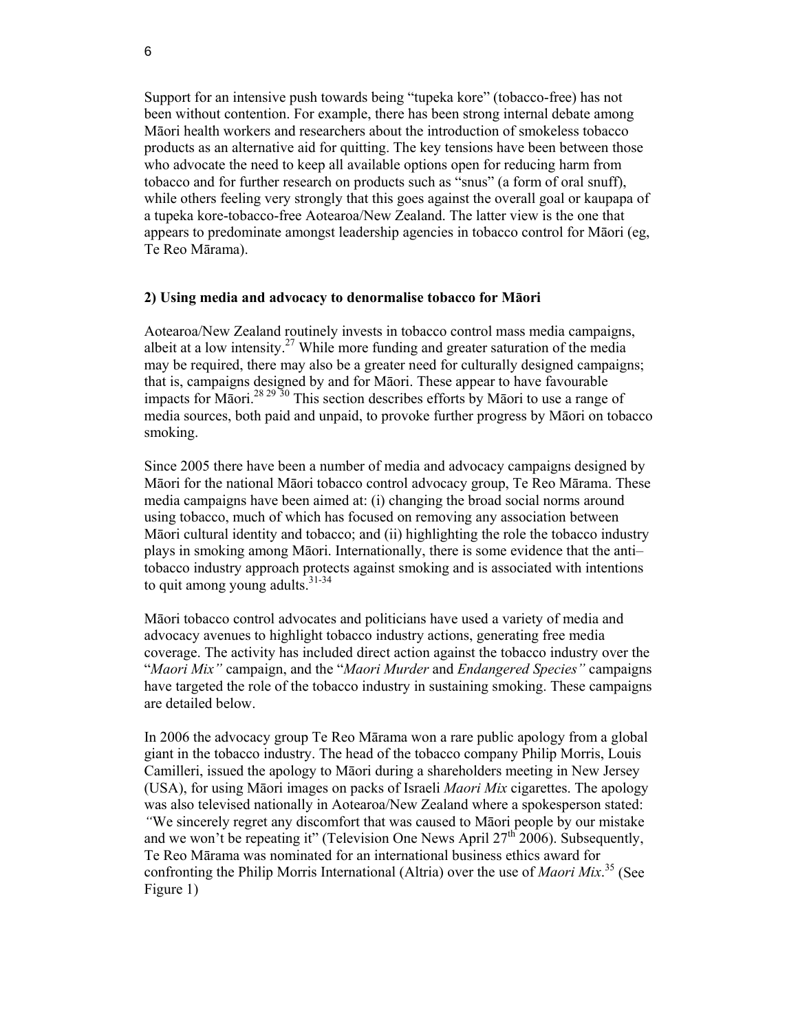Support for an intensive push towards being "tupeka kore" (tobacco-free) has not been without contention. For example, there has been strong internal debate among Māori health workers and researchers about the introduction of smokeless tobacco products as an alternative aid for quitting. The key tensions have been between those who advocate the need to keep all available options open for reducing harm from tobacco and for further research on products such as "snus" (a form of oral snuff), while others feeling very strongly that this goes against the overall goal or kaupapa of a tupeka kore-tobacco-free Aotearoa/New Zealand. The latter view is the one that appears to predominate amongst leadership agencies in tobacco control for Māori (eg, Te Reo Mārama).

**2) Using media and advocacy to denormalise tobacco for Māori**

Aotearoa/New Zealand routinely invests in tobacco control mass media campaigns, albeit at a low intensity.[27] While more funding and greater saturation of the media may be required, there may also be a greater need for culturally designed campaigns; that is, campaigns designed by and for Māori. These appear to have favourable impacts for Māori.[28 29 30] This section describes efforts by Māori to use a range of media sources, both paid and unpaid, to provoke further progress by Māori on tobacco smoking.

Since 2005 there have been a number of media and advocacy campaigns designed by Māori for the national Māori tobacco control advocacy group, Te Reo Mārama. These media campaigns have been aimed at: (i) changing the broad social norms around using tobacco, much of which has focused on removing any association between Māori cultural identity and tobacco; and (ii) highlighting the role the tobacco industry plays in smoking among Māori. Internationally, there is some evidence that the anti–tobacco industry approach protects against smoking and is associated with intentions to quit among young adults.[31-34]

Māori tobacco control advocates and politicians have used a variety of media and advocacy avenues to highlight tobacco industry actions, generating free media coverage. The activity has included direct action against the tobacco industry over the "*Maori Mix"* campaign, and the "*Maori Murder* and *Endangered Species"* campaigns have targeted the role of the tobacco industry in sustaining smoking. These campaigns are detailed below.

In 2006 the advocacy group Te Reo Mārama won a rare public apology from a global giant in the tobacco industry. The head of the tobacco company Philip Morris, Louis Camilleri, issued the apology to Māori during a shareholders meeting in New Jersey (USA), for using Māori images on packs of Israeli *Maori Mix* cigarettes. The apology was also televised nationally in Aotearoa/New Zealand where a spokesperson stated: *"*We sincerely regret any discomfort that was caused to Māori people by our mistake and we won't be repeating it" (Television One News April 27th 2006). Subsequently, Te Reo Mārama was nominated for an international business ethics award for confronting the Philip Morris International (Altria) over the use of *Maori Mix*.[35] (See Figure 1)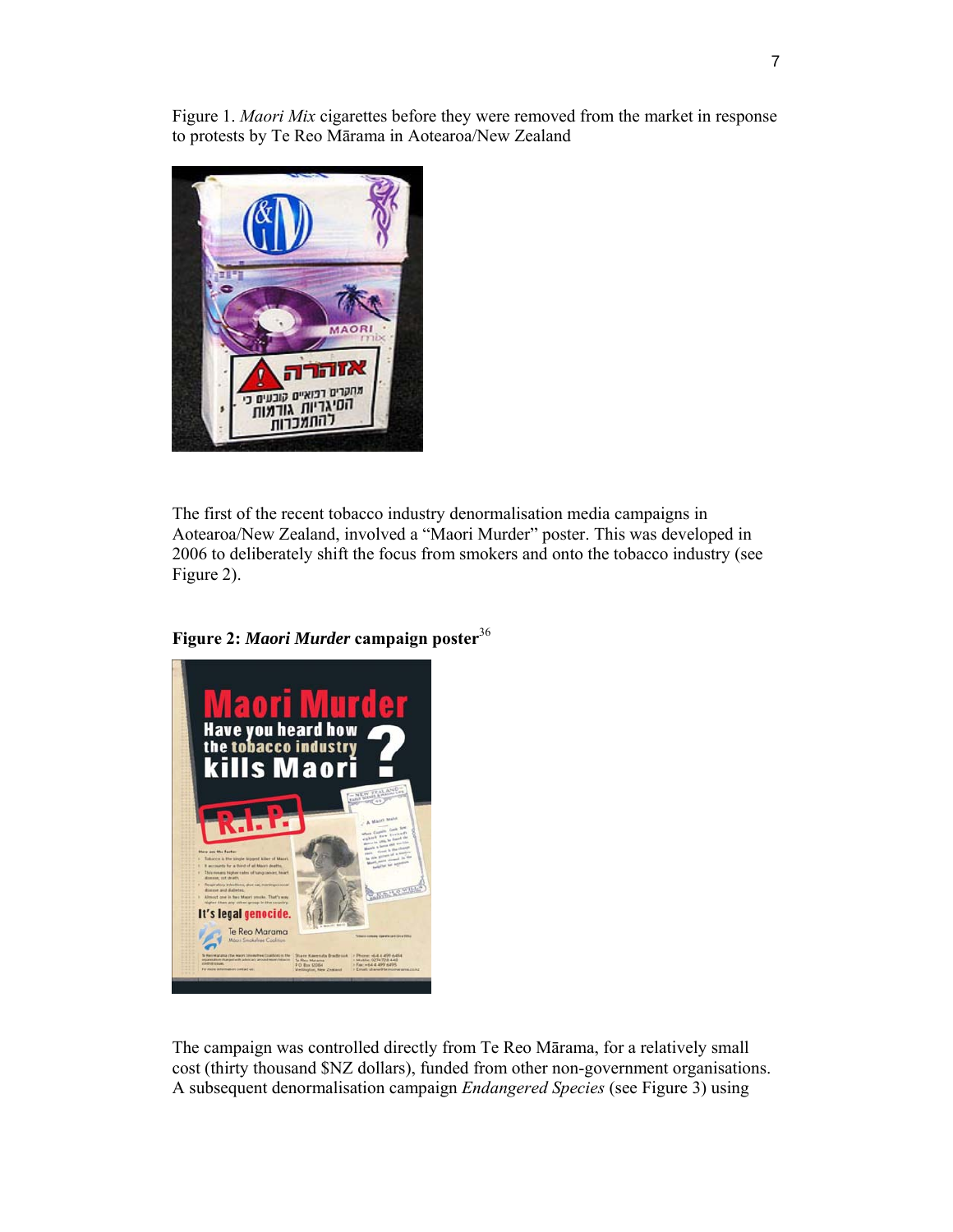Figure 1. *Maori Mix* cigarettes before they were removed from the market in response to protests by Te Reo Mārama in Aotearoa/New Zealand

The first of the recent tobacco industry denormalisation media campaigns in Aotearoa/New Zealand, involved a "Maori Murder" poster. This was developed in 2006 to deliberately shift the focus from smokers and onto the tobacco industry (see Figure 2).

**Figure 2: *Maori Murder* campaign poster**[36]

The campaign was controlled directly from Te Reo Mārama, for a relatively small cost (thirty thousand $NZ dollars), funded from other non-government organisations. A subsequent denormalisation campaign *Endangered Species* (see Figure 3) using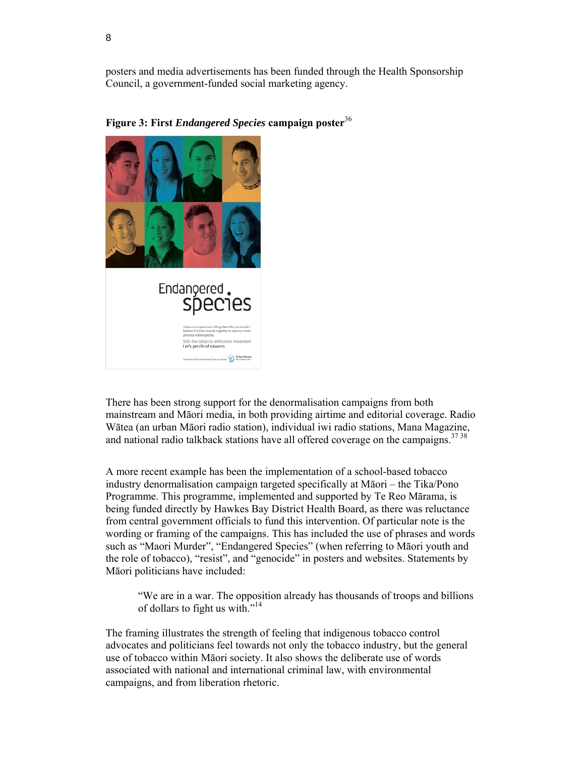posters and media advertisements has been funded through the Health Sponsorship Council, a government-funded social marketing agency.

**Figure 3: First *Endangered Species* campaign poster**[36]

There has been strong support for the denormalisation campaigns from both mainstream and Māori media, in both providing airtime and editorial coverage. Radio Wātea (an urban Māori radio station), individual iwi radio stations, Mana Magazine, and national radio talkback stations have all offered coverage on the campaigns.[37 38]

A more recent example has been the implementation of a school-based tobacco industry denormalisation campaign targeted specifically at Māori – the Tika/Pono Programme. This programme, implemented and supported by Te Reo Mārama, is being funded directly by Hawkes Bay District Health Board, as there was reluctance from central government officials to fund this intervention. Of particular note is the wording or framing of the campaigns. This has included the use of phrases and words such as "Maori Murder", "Endangered Species" (when referring to Māori youth and the role of tobacco), "resist", and "genocide" in posters and websites. Statements by Māori politicians have included:

> "We are in a war. The opposition already has thousands of troops and billions of dollars to fight us with."[14]

The framing illustrates the strength of feeling that indigenous tobacco control advocates and politicians feel towards not only the tobacco industry, but the general use of tobacco within Māori society. It also shows the deliberate use of words associated with national and international criminal law, with environmental campaigns, and from liberation rhetoric.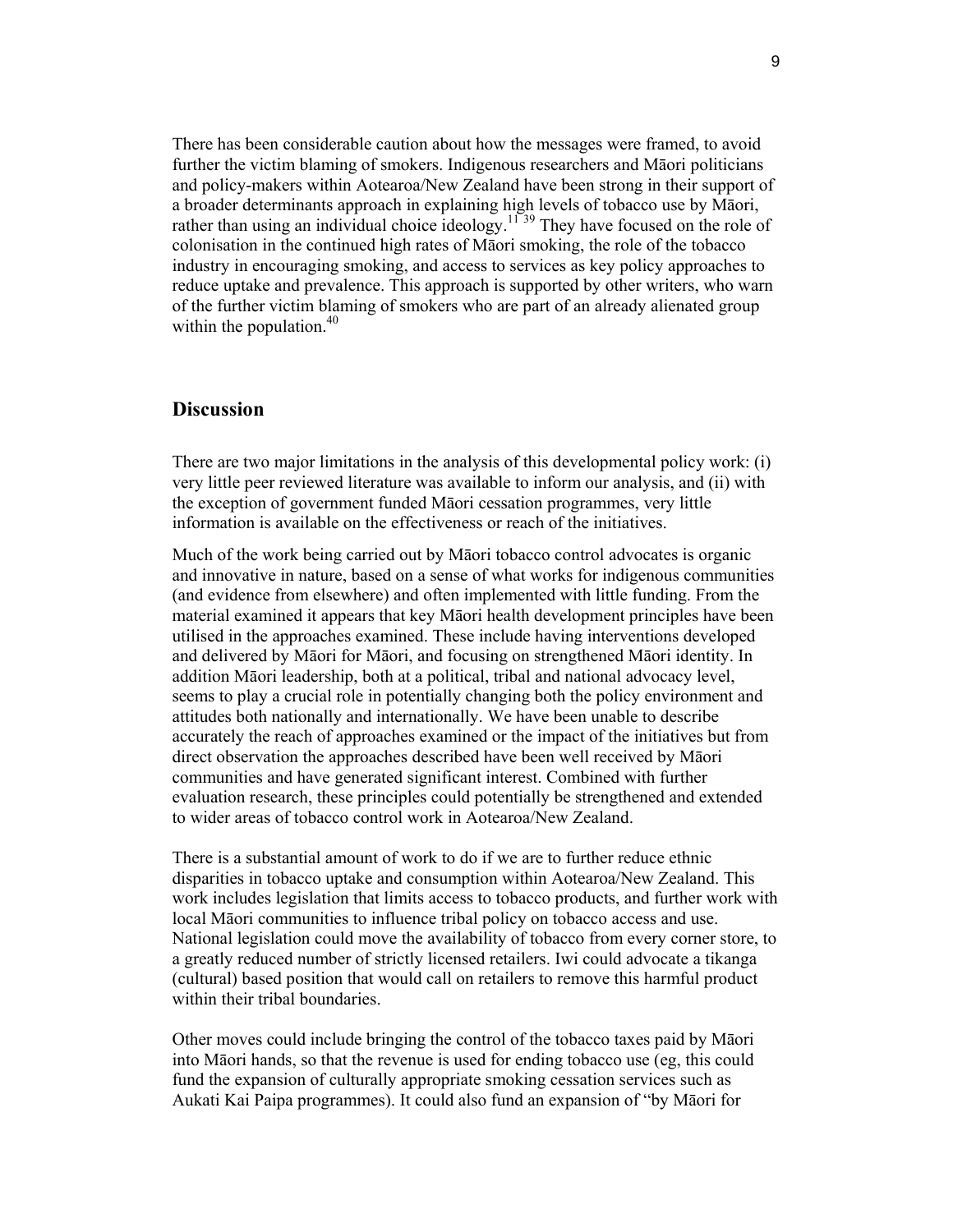There has been considerable caution about how the messages were framed, to avoid further the victim blaming of smokers. Indigenous researchers and Māori politicians and policy-makers within Aotearoa/New Zealand have been strong in their support of a broader determinants approach in explaining high levels of tobacco use by Māori, rather than using an individual choice ideology.[11 39] They have focused on the role of colonisation in the continued high rates of Māori smoking, the role of the tobacco industry in encouraging smoking, and access to services as key policy approaches to reduce uptake and prevalence. This approach is supported by other writers, who warn of the further victim blaming of smokers who are part of an already alienated group within the population.[40]

## Discussion

There are two major limitations in the analysis of this developmental policy work: (i) very little peer reviewed literature was available to inform our analysis, and (ii) with the exception of government funded Māori cessation programmes, very little information is available on the effectiveness or reach of the initiatives.

Much of the work being carried out by Māori tobacco control advocates is organic and innovative in nature, based on a sense of what works for indigenous communities (and evidence from elsewhere) and often implemented with little funding. From the material examined it appears that key Māori health development principles have been utilised in the approaches examined. These include having interventions developed and delivered by Māori for Māori, and focusing on strengthened Māori identity. In addition Māori leadership, both at a political, tribal and national advocacy level, seems to play a crucial role in potentially changing both the policy environment and attitudes both nationally and internationally. We have been unable to describe accurately the reach of approaches examined or the impact of the initiatives but from direct observation the approaches described have been well received by Māori communities and have generated significant interest. Combined with further evaluation research, these principles could potentially be strengthened and extended to wider areas of tobacco control work in Aotearoa/New Zealand.

There is a substantial amount of work to do if we are to further reduce ethnic disparities in tobacco uptake and consumption within Aotearoa/New Zealand. This work includes legislation that limits access to tobacco products, and further work with local Māori communities to influence tribal policy on tobacco access and use. National legislation could move the availability of tobacco from every corner store, to a greatly reduced number of strictly licensed retailers. Iwi could advocate a tikanga (cultural) based position that would call on retailers to remove this harmful product within their tribal boundaries.

Other moves could include bringing the control of the tobacco taxes paid by Māori into Māori hands, so that the revenue is used for ending tobacco use (eg, this could fund the expansion of culturally appropriate smoking cessation services such as Aukati Kai Paipa programmes). It could also fund an expansion of "by Māori for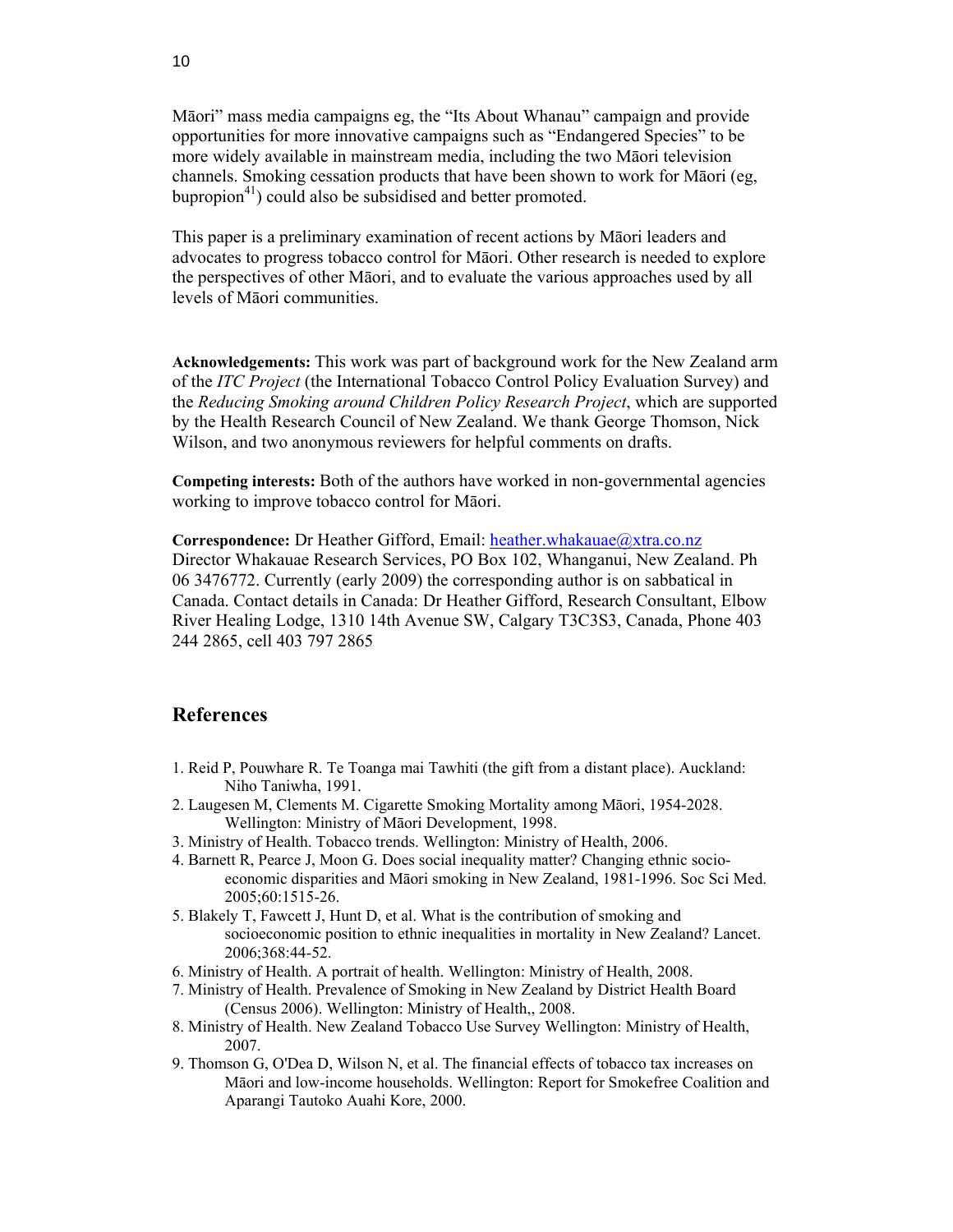Māori" mass media campaigns eg, the "Its About Whanau" campaign and provide opportunities for more innovative campaigns such as "Endangered Species" to be more widely available in mainstream media, including the two Māori television channels. Smoking cessation products that have been shown to work for Māori (eg, bupropion[41]) could also be subsidised and better promoted.

This paper is a preliminary examination of recent actions by Māori leaders and advocates to progress tobacco control for Māori. Other research is needed to explore the perspectives of other Māori, and to evaluate the various approaches used by all levels of Māori communities.

**Acknowledgements:** This work was part of background work for the New Zealand arm of the *ITC Project* (the International Tobacco Control Policy Evaluation Survey) and the *Reducing Smoking around Children Policy Research Project*, which are supported by the Health Research Council of New Zealand. We thank George Thomson, Nick Wilson, and two anonymous reviewers for helpful comments on drafts.

**Competing interests:** Both of the authors have worked in non-governmental agencies working to improve tobacco control for Māori.

**Correspondence:** Dr Heather Gifford, Email: heather.whakauae@xtra.co.nz
Director Whakauae Research Services, PO Box 102, Whanganui, New Zealand. Ph 06 3476772. Currently (early 2009) the corresponding author is on sabbatical in Canada. Contact details in Canada: Dr Heather Gifford, Research Consultant, Elbow River Healing Lodge, 1310 14th Avenue SW, Calgary T3C3S3, Canada, Phone 403 244 2865, cell 403 797 2865

## References

1. Reid P, Pouwhare R. Te Toanga mai Tawhiti (the gift from a distant place). Auckland: Niho Taniwha, 1991.
2. Laugesen M, Clements M. Cigarette Smoking Mortality among Māori, 1954-2028. Wellington: Ministry of Māori Development, 1998.
3. Ministry of Health. Tobacco trends. Wellington: Ministry of Health, 2006.
4. Barnett R, Pearce J, Moon G. Does social inequality matter? Changing ethnic socio-economic disparities and Māori smoking in New Zealand, 1981-1996. Soc Sci Med. 2005;60:1515-26.
5. Blakely T, Fawcett J, Hunt D, et al. What is the contribution of smoking and socioeconomic position to ethnic inequalities in mortality in New Zealand? Lancet. 2006;368:44-52.
6. Ministry of Health. A portrait of health. Wellington: Ministry of Health, 2008.
7. Ministry of Health. Prevalence of Smoking in New Zealand by District Health Board (Census 2006). Wellington: Ministry of Health,, 2008.
8. Ministry of Health. New Zealand Tobacco Use Survey Wellington: Ministry of Health, 2007.
9. Thomson G, O'Dea D, Wilson N, et al. The financial effects of tobacco tax increases on Māori and low-income households. Wellington: Report for Smokefree Coalition and Aparangi Tautoko Auahi Kore, 2000.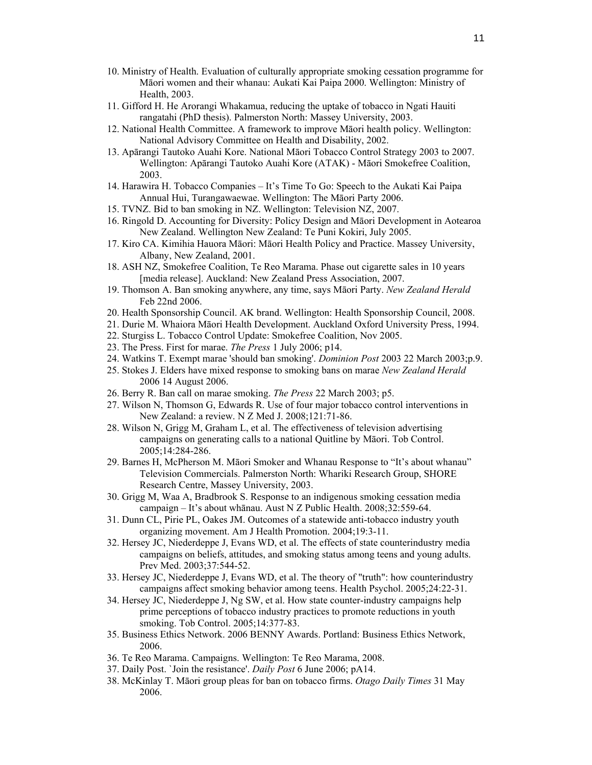10. Ministry of Health. Evaluation of culturally appropriate smoking cessation programme for Māori women and their whanau: Aukati Kai Paipa 2000. Wellington: Ministry of Health, 2003.
11. Gifford H. He Arorangi Whakamua, reducing the uptake of tobacco in Ngati Hauiti rangatahi (PhD thesis). Palmerston North: Massey University, 2003.
12. National Health Committee. A framework to improve Māori health policy. Wellington: National Advisory Committee on Health and Disability, 2002.
13. Apārangi Tautoko Auahi Kore. National Māori Tobacco Control Strategy 2003 to 2007. Wellington: Apārangi Tautoko Auahi Kore (ATAK) - Māori Smokefree Coalition, 2003.
14. Harawira H. Tobacco Companies – It's Time To Go: Speech to the Aukati Kai Paipa Annual Hui, Turangawaewae. Wellington: The Māori Party 2006.
15. TVNZ. Bid to ban smoking in NZ. Wellington: Television NZ, 2007.
16. Ringold D. Accounting for Diversity: Policy Design and Māori Development in Aotearoa New Zealand. Wellington New Zealand: Te Puni Kokiri, July 2005.
17. Kiro CA. Kimihia Hauora Māori: Māori Health Policy and Practice. Massey University, Albany, New Zealand, 2001.
18. ASH NZ, Smokefree Coalition, Te Reo Marama. Phase out cigarette sales in 10 years [media release]. Auckland: New Zealand Press Association, 2007.
19. Thomson A. Ban smoking anywhere, any time, says Māori Party. *New Zealand Herald* Feb 22nd 2006.
20. Health Sponsorship Council. AK brand. Wellington: Health Sponsorship Council, 2008.
21. Durie M. Whaiora Māori Health Development. Auckland Oxford University Press, 1994.
22. Sturgiss L. Tobacco Control Update: Smokefree Coalition, Nov 2005.
23. The Press. First for marae. *The Press* 1 July 2006; p14.
24. Watkins T. Exempt marae 'should ban smoking'. *Dominion Post* 2003 22 March 2003;p.9.
25. Stokes J. Elders have mixed response to smoking bans on marae *New Zealand Herald* 2006 14 August 2006.
26. Berry R. Ban call on marae smoking. *The Press* 22 March 2003; p5.
27. Wilson N, Thomson G, Edwards R. Use of four major tobacco control interventions in New Zealand: a review. N Z Med J. 2008;121:71-86.
28. Wilson N, Grigg M, Graham L, et al. The effectiveness of television advertising campaigns on generating calls to a national Quitline by Māori. Tob Control. 2005;14:284-286.
29. Barnes H, McPherson M. Māori Smoker and Whanau Response to "It's about whanau" Television Commercials. Palmerston North: Whariki Research Group, SHORE Research Centre, Massey University, 2003.
30. Grigg M, Waa A, Bradbrook S. Response to an indigenous smoking cessation media campaign – It's about whānau. Aust N Z Public Health. 2008;32:559-64.
31. Dunn CL, Pirie PL, Oakes JM. Outcomes of a statewide anti-tobacco industry youth organizing movement. Am J Health Promotion. 2004;19:3-11.
32. Hersey JC, Niederdeppe J, Evans WD, et al. The effects of state counterindustry media campaigns on beliefs, attitudes, and smoking status among teens and young adults. Prev Med. 2003;37:544-52.
33. Hersey JC, Niederdeppe J, Evans WD, et al. The theory of "truth": how counterindustry campaigns affect smoking behavior among teens. Health Psychol. 2005;24:22-31.
34. Hersey JC, Niederdeppe J, Ng SW, et al. How state counter-industry campaigns help prime perceptions of tobacco industry practices to promote reductions in youth smoking. Tob Control. 2005;14:377-83.
35. Business Ethics Network. 2006 BENNY Awards. Portland: Business Ethics Network, 2006.
36. Te Reo Marama. Campaigns. Wellington: Te Reo Marama, 2008.
37. Daily Post. `Join the resistance'. *Daily Post* 6 June 2006; pA14.
38. McKinlay T. Māori group pleas for ban on tobacco firms. *Otago Daily Times* 31 May 2006.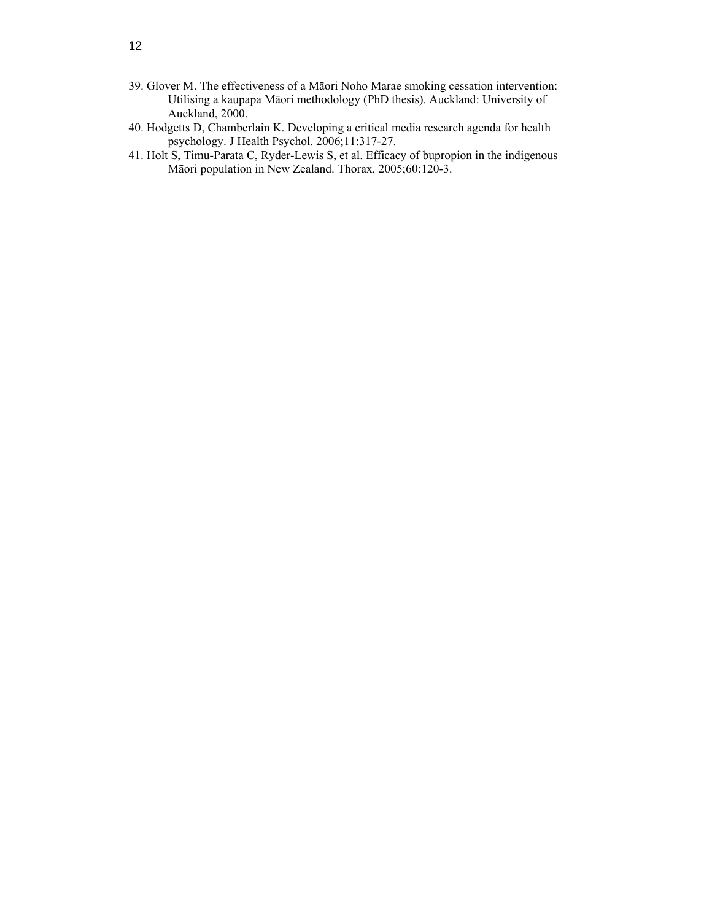39. Glover M. The effectiveness of a Māori Noho Marae smoking cessation intervention: Utilising a kaupapa Māori methodology (PhD thesis). Auckland: University of Auckland, 2000.
40. Hodgetts D, Chamberlain K. Developing a critical media research agenda for health psychology. J Health Psychol. 2006;11:317-27.
41. Holt S, Timu-Parata C, Ryder-Lewis S, et al. Efficacy of bupropion in the indigenous Māori population in New Zealand. Thorax. 2005;60:120-3.